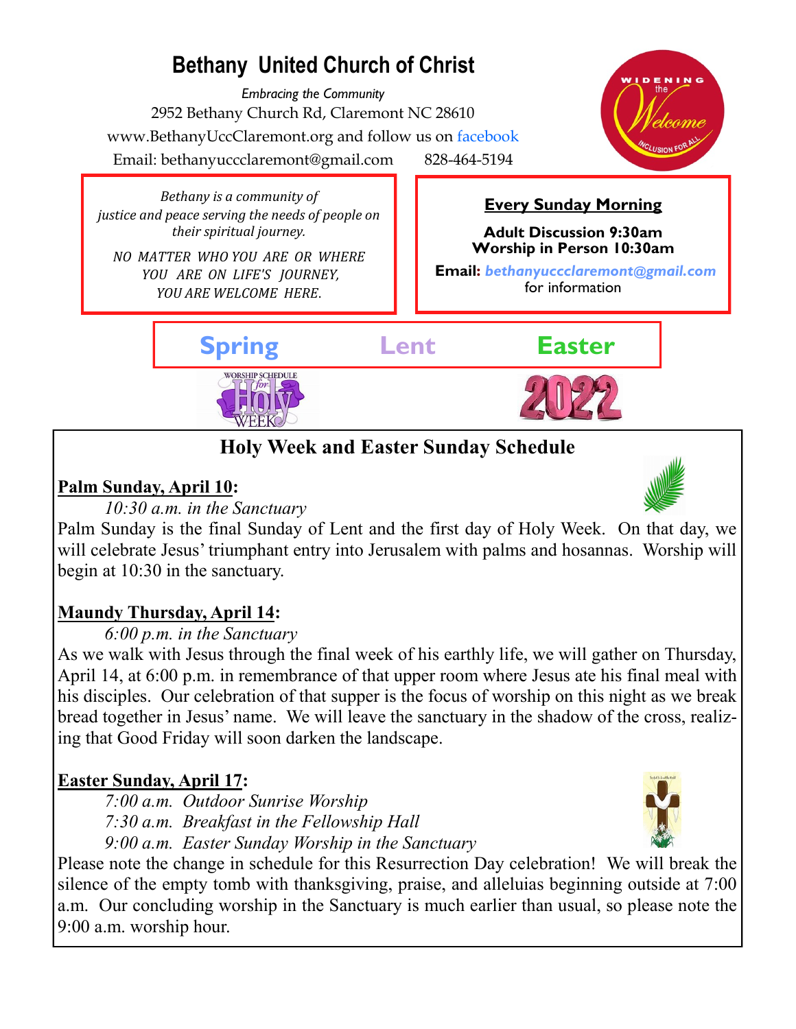# Bethany United Church of Christ

*Embracing the Community*

2952 Bethany Church Rd, Claremont NC 28610

www.BethanyUccClaremont.org and follow us on facebook

Email: bethanyuccclaremont@gmail.com 828-464-5194

WIDENING the Welcome INCLUSION FOR ALL

*Bethany is a community of justice and peace serving the needs of people on their spiritual journey.*

*NO MATTER WHO YOU ARE OR WHERE YOU ARE ON LIFE'S JOURNEY, YOU ARE WELCOME HERE.*

**Every Sunday Morning**

**Adult Discussion 9:30am**
**Worship in Person 10:30am**

**Email:** *bethanyuccclaremont@gmail.com* for information

**Spring Lent Easter**

WORSHIP SCHEDULE for Holy WEEK

2022

## Holy Week and Easter Sunday Schedule

**Palm Sunday, April 10:**

*10:30 a.m. in the Sanctuary*

Palm Sunday is the final Sunday of Lent and the first day of Holy Week. On that day, we will celebrate Jesus' triumphant entry into Jerusalem with palms and hosannas. Worship will begin at 10:30 in the sanctuary.

**Maundy Thursday, April 14:**

*6:00 p.m. in the Sanctuary*

As we walk with Jesus through the final week of his earthly life, we will gather on Thursday, April 14, at 6:00 p.m. in remembrance of that upper room where Jesus ate his final meal with his disciples. Our celebration of that supper is the focus of worship on this night as we break bread together in Jesus' name. We will leave the sanctuary in the shadow of the cross, realizing that Good Friday will soon darken the landscape.

**Easter Sunday, April 17:**

*7:00 a.m. Outdoor Sunrise Worship*
*7:30 a.m. Breakfast in the Fellowship Hall*
*9:00 a.m. Easter Sunday Worship in the Sanctuary*

Please note the change in schedule for this Resurrection Day celebration! We will break the silence of the empty tomb with thanksgiving, praise, and alleluias beginning outside at 7:00 a.m. Our concluding worship in the Sanctuary is much earlier than usual, so please note the 9:00 a.m. worship hour.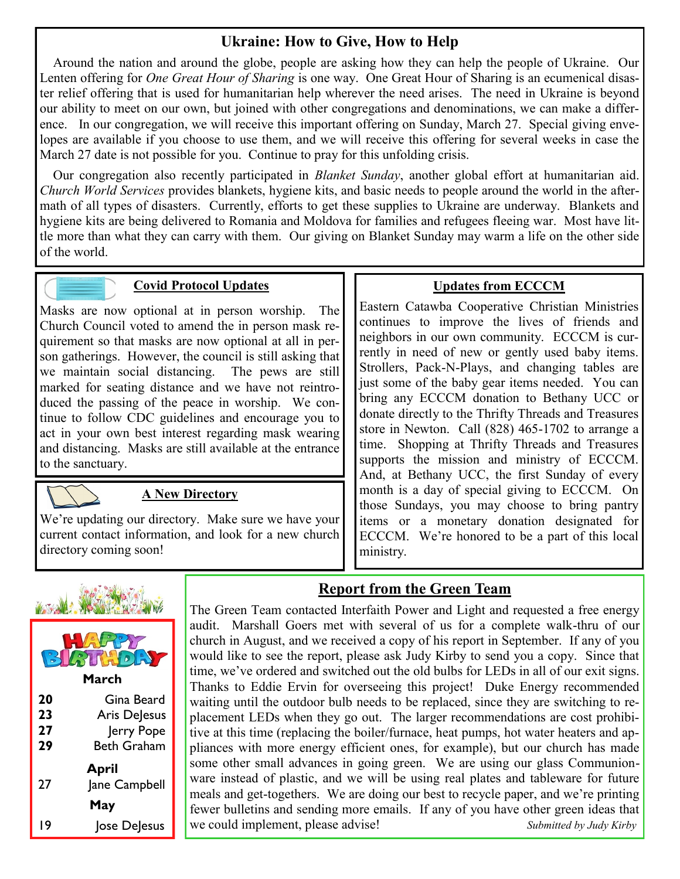## Ukraine: How to Give, How to Help

Around the nation and around the globe, people are asking how they can help the people of Ukraine. Our Lenten offering for *One Great Hour of Sharing* is one way. One Great Hour of Sharing is an ecumenical disaster relief offering that is used for humanitarian help wherever the need arises. The need in Ukraine is beyond our ability to meet on our own, but joined with other congregations and denominations, we can make a difference. In our congregation, we will receive this important offering on Sunday, March 27. Special giving envelopes are available if you choose to use them, and we will receive this offering for several weeks in case the March 27 date is not possible for you. Continue to pray for this unfolding crisis.

Our congregation also recently participated in *Blanket Sunday*, another global effort at humanitarian aid. *Church World Services* provides blankets, hygiene kits, and basic needs to people around the world in the aftermath of all types of disasters. Currently, efforts to get these supplies to Ukraine are underway. Blankets and hygiene kits are being delivered to Romania and Moldova for families and refugees fleeing war. Most have little more than what they can carry with them. Our giving on Blanket Sunday may warm a life on the other side of the world.

### Covid Protocol Updates

Masks are now optional at in person worship. The Church Council voted to amend the in person mask requirement so that masks are now optional at all in person gatherings. However, the council is still asking that we maintain social distancing. The pews are still marked for seating distance and we have not reintroduced the passing of the peace in worship. We continue to follow CDC guidelines and encourage you to act in your own best interest regarding mask wearing and distancing. Masks are still available at the entrance to the sanctuary.

### A New Directory

We're updating our directory. Make sure we have your current contact information, and look for a new church directory coming soon!

### Updates from ECCCM

Eastern Catawba Cooperative Christian Ministries continues to improve the lives of friends and neighbors in our own community. ECCCM is currently in need of new or gently used baby items. Strollers, Pack-N-Plays, and changing tables are just some of the baby gear items needed. You can bring any ECCCM donation to Bethany UCC or donate directly to the Thrifty Threads and Treasures store in Newton. Call (828) 465-1702 to arrange a time. Shopping at Thrifty Threads and Treasures supports the mission and ministry of ECCCM. And, at Bethany UCC, the first Sunday of every month is a day of special giving to ECCCM. On those Sundays, you may choose to bring pantry items or a monetary donation designated for ECCCM. We're honored to be a part of this local ministry.

### HAPPY BIRTHDAY

**March**

| | |
|---|---|
| **20** | Gina Beard |
| **23** | Aris DeJesus |
| **27** | Jerry Pope |
| **29** | Beth Graham |

**April**

| | |
|---|---|
| 27 | Jane Campbell |

**May**

| | |
|---|---|
| 19 | Jose DeJesus |

### Report from the Green Team

The Green Team contacted Interfaith Power and Light and requested a free energy audit. Marshall Goers met with several of us for a complete walk-thru of our church in August, and we received a copy of his report in September. If any of you would like to see the report, please ask Judy Kirby to send you a copy. Since that time, we've ordered and switched out the old bulbs for LEDs in all of our exit signs. Thanks to Eddie Ervin for overseeing this project! Duke Energy recommended waiting until the outdoor bulb needs to be replaced, since they are switching to replacement LEDs when they go out. The larger recommendations are cost prohibitive at this time (replacing the boiler/furnace, heat pumps, hot water heaters and appliances with more energy efficient ones, for example), but our church has made some other small advances in going green. We are using our glass Communionware instead of plastic, and we will be using real plates and tableware for future meals and get-togethers. We are doing our best to recycle paper, and we're printing fewer bulletins and sending more emails. If any of you have other green ideas that we could implement, please advise!

*Submitted by Judy Kirby*